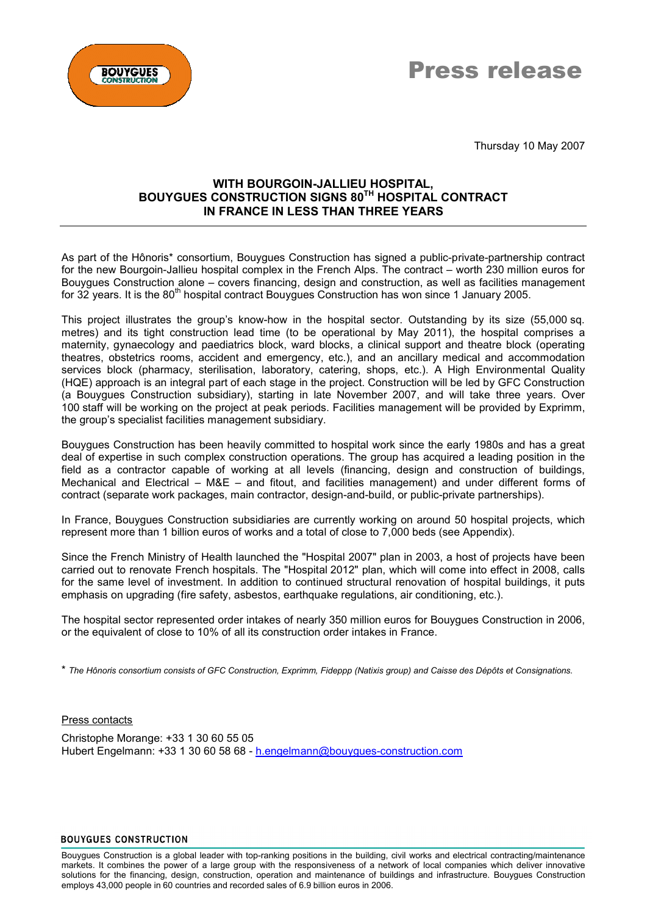# Press release

Thursday 10 May 2007

## WITH BOURGOIN-JALLIEU HOSPITAL, BOUYGUES CONSTRUCTION SIGNS 80TH HOSPITAL CONTRACT IN FRANCE IN LESS THAN THREE YEARS

As part of the Hônoris* consortium, Bouygues Construction has signed a public-private-partnership contract for the new Bourgoin-Jallieu hospital complex in the French Alps. The contract – worth 230 million euros for Bouygues Construction alone – covers financing, design and construction, as well as facilities management for 32 years. It is the 80th hospital contract Bouygues Construction has won since 1 January 2005.

This project illustrates the group's know-how in the hospital sector. Outstanding by its size (55,000 sq. metres) and its tight construction lead time (to be operational by May 2011), the hospital comprises a maternity, gynaecology and paediatrics block, ward blocks, a clinical support and theatre block (operating theatres, obstetrics rooms, accident and emergency, etc.), and an ancillary medical and accommodation services block (pharmacy, sterilisation, laboratory, catering, shops, etc.). A High Environmental Quality (HQE) approach is an integral part of each stage in the project. Construction will be led by GFC Construction (a Bouygues Construction subsidiary), starting in late November 2007, and will take three years. Over 100 staff will be working on the project at peak periods. Facilities management will be provided by Exprimm, the group's specialist facilities management subsidiary.

Bouygues Construction has been heavily committed to hospital work since the early 1980s and has a great deal of expertise in such complex construction operations. The group has acquired a leading position in the field as a contractor capable of working at all levels (financing, design and construction of buildings, Mechanical and Electrical – M&E – and fitout, and facilities management) and under different forms of contract (separate work packages, main contractor, design-and-build, or public-private partnerships).

In France, Bouygues Construction subsidiaries are currently working on around 50 hospital projects, which represent more than 1 billion euros of works and a total of close to 7,000 beds (see Appendix).

Since the French Ministry of Health launched the "Hospital 2007" plan in 2003, a host of projects have been carried out to renovate French hospitals. The "Hospital 2012" plan, which will come into effect in 2008, calls for the same level of investment. In addition to continued structural renovation of hospital buildings, it puts emphasis on upgrading (fire safety, asbestos, earthquake regulations, air conditioning, etc.).

The hospital sector represented order intakes of nearly 350 million euros for Bouygues Construction in 2006, or the equivalent of close to 10% of all its construction order intakes in France.

* *The Hônoris consortium consists of GFC Construction, Exprimm, Fideppp (Natixis group) and Caisse des Dépôts et Consignations.*

Press contacts

Christophe Morange: +33 1 30 60 55 05
Hubert Engelmann: +33 1 30 60 58 68 - h.engelmann@bouygues-construction.com

**BOUYGUES CONSTRUCTION**

Bouygues Construction is a global leader with top-ranking positions in the building, civil works and electrical contracting/maintenance markets. It combines the power of a large group with the responsiveness of a network of local companies which deliver innovative solutions for the financing, design, construction, operation and maintenance of buildings and infrastructure. Bouygues Construction employs 43,000 people in 60 countries and recorded sales of 6.9 billion euros in 2006.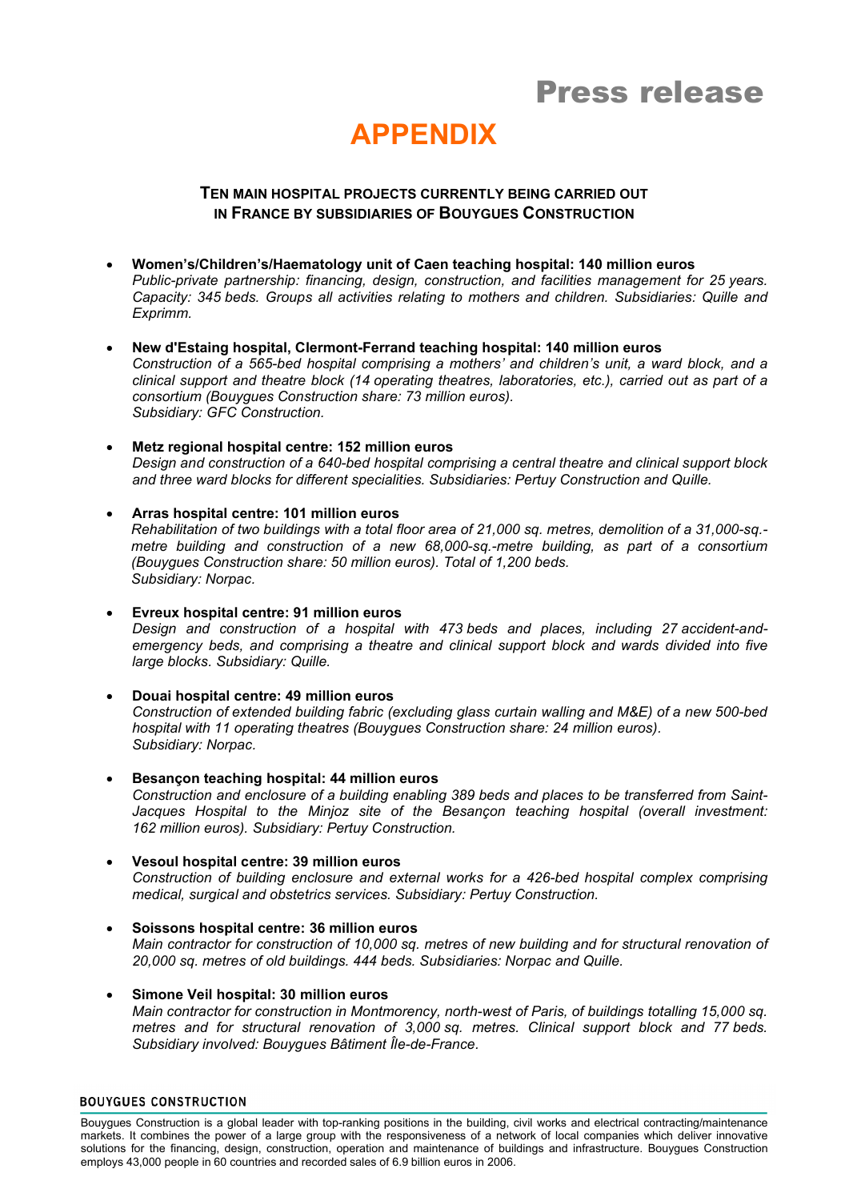# Press release

## APPENDIX

### TEN MAIN HOSPITAL PROJECTS CURRENTLY BEING CARRIED OUT IN FRANCE BY SUBSIDIARIES OF BOUYGUES CONSTRUCTION

- **Women's/Children's/Haematology unit of Caen teaching hospital: 140 million euros**
  *Public-private partnership: financing, design, construction, and facilities management for 25 years. Capacity: 345 beds. Groups all activities relating to mothers and children. Subsidiaries: Quille and Exprimm.*

- **New d'Estaing hospital, Clermont-Ferrand teaching hospital: 140 million euros**
  *Construction of a 565-bed hospital comprising a mothers' and children's unit, a ward block, and a clinical support and theatre block (14 operating theatres, laboratories, etc.), carried out as part of a consortium (Bouygues Construction share: 73 million euros).*
  *Subsidiary: GFC Construction.*

- **Metz regional hospital centre: 152 million euros**
  *Design and construction of a 640-bed hospital comprising a central theatre and clinical support block and three ward blocks for different specialities. Subsidiaries: Pertuy Construction and Quille.*

- **Arras hospital centre: 101 million euros**
  *Rehabilitation of two buildings with a total floor area of 21,000 sq. metres, demolition of a 31,000-sq.-metre building and construction of a new 68,000-sq.-metre building, as part of a consortium (Bouygues Construction share: 50 million euros). Total of 1,200 beds.*
  *Subsidiary: Norpac.*

- **Evreux hospital centre: 91 million euros**
  *Design and construction of a hospital with 473 beds and places, including 27 accident-and-emergency beds, and comprising a theatre and clinical support block and wards divided into five large blocks. Subsidiary: Quille.*

- **Douai hospital centre: 49 million euros**
  *Construction of extended building fabric (excluding glass curtain walling and M&E) of a new 500-bed hospital with 11 operating theatres (Bouygues Construction share: 24 million euros).*
  *Subsidiary: Norpac.*

- **Besançon teaching hospital: 44 million euros**
  *Construction and enclosure of a building enabling 389 beds and places to be transferred from Saint-Jacques Hospital to the Minjoz site of the Besançon teaching hospital (overall investment: 162 million euros). Subsidiary: Pertuy Construction.*

- **Vesoul hospital centre: 39 million euros**
  *Construction of building enclosure and external works for a 426-bed hospital complex comprising medical, surgical and obstetrics services. Subsidiary: Pertuy Construction.*

- **Soissons hospital centre: 36 million euros**
  *Main contractor for construction of 10,000 sq. metres of new building and for structural renovation of 20,000 sq. metres of old buildings. 444 beds. Subsidiaries: Norpac and Quille.*

- **Simone Veil hospital: 30 million euros**
  *Main contractor for construction in Montmorency, north-west of Paris, of buildings totalling 15,000 sq. metres and for structural renovation of 3,000 sq. metres. Clinical support block and 77 beds. Subsidiary involved: Bouygues Bâtiment Île-de-France.*

**BOUYGUES CONSTRUCTION**

Bouygues Construction is a global leader with top-ranking positions in the building, civil works and electrical contracting/maintenance markets. It combines the power of a large group with the responsiveness of a network of local companies which deliver innovative solutions for the financing, design, construction, operation and maintenance of buildings and infrastructure. Bouygues Construction employs 43,000 people in 60 countries and recorded sales of 6.9 billion euros in 2006.